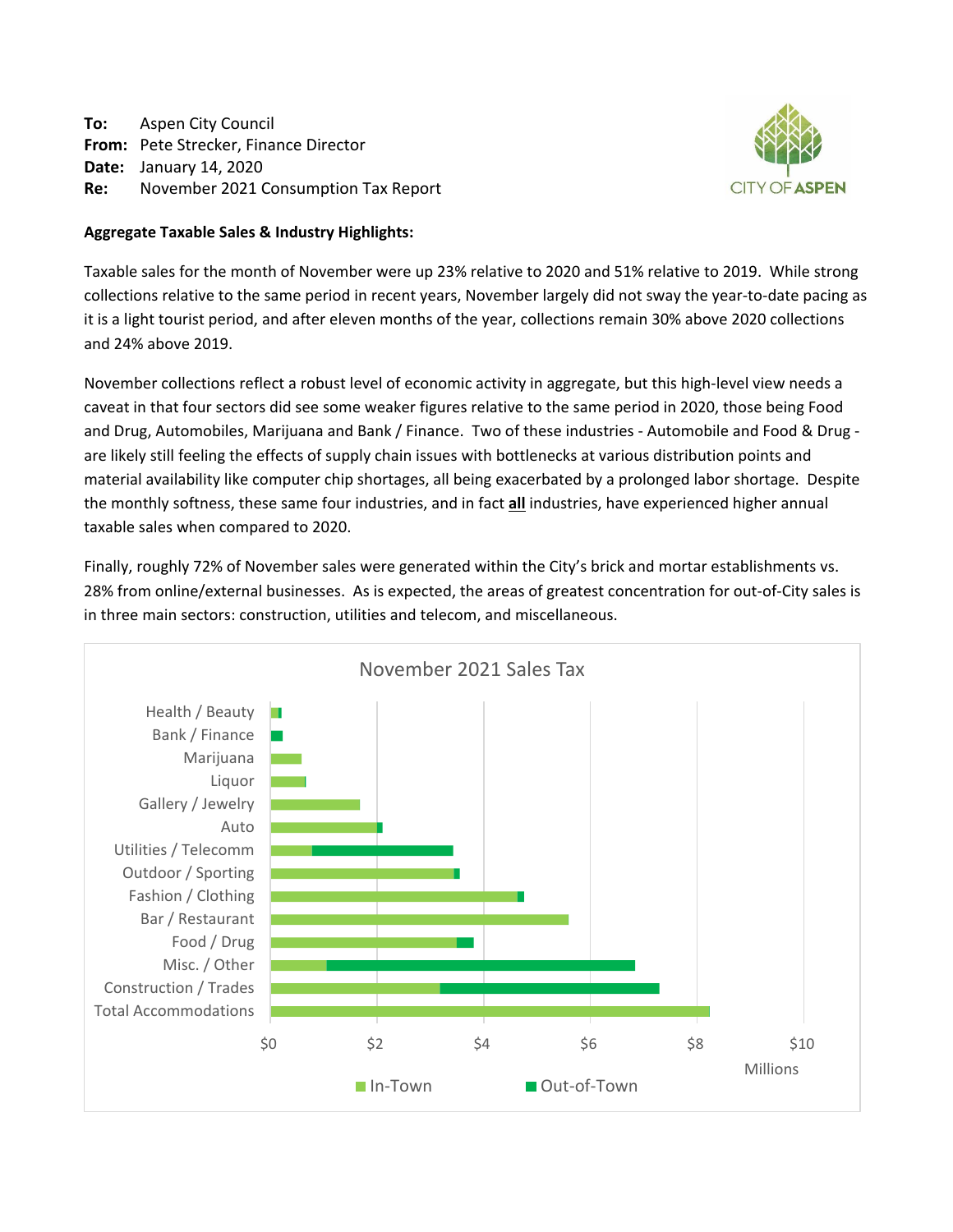**To:** Aspen City Council
**From:** Pete Strecker, Finance Director
**Date:** January 14, 2020
**Re:** November 2021 Consumption Tax Report

CITY OF ASPEN

**Aggregate Taxable Sales & Industry Highlights:**

Taxable sales for the month of November were up 23% relative to 2020 and 51% relative to 2019. While strong collections relative to the same period in recent years, November largely did not sway the year-to-date pacing as it is a light tourist period, and after eleven months of the year, collections remain 30% above 2020 collections and 24% above 2019.

November collections reflect a robust level of economic activity in aggregate, but this high-level view needs a caveat in that four sectors did see some weaker figures relative to the same period in 2020, those being Food and Drug, Automobiles, Marijuana and Bank / Finance. Two of these industries - Automobile and Food & Drug - are likely still feeling the effects of supply chain issues with bottlenecks at various distribution points and material availability like computer chip shortages, all being exacerbated by a prolonged labor shortage. Despite the monthly softness, these same four industries, and in fact **all** industries, have experienced higher annual taxable sales when compared to 2020.

Finally, roughly 72% of November sales were generated within the City's brick and mortar establishments vs. 28% from online/external businesses. As is expected, the areas of greatest concentration for out-of-City sales is in three main sectors: construction, utilities and telecom, and miscellaneous.

November 2021 Sales Tax

Categories: Health / Beauty, Bank / Finance, Marijuana, Liquor, Gallery / Jewelry, Auto, Utilities / Telecomm, Outdoor / Sporting, Fashion / Clothing, Bar / Restaurant, Food / Drug, Misc. / Other, Construction / Trades, Total Accommodations

Axis: $0, $2, $4, $6, $8, $10 (Millions)

Legend: In-Town, Out-of-Town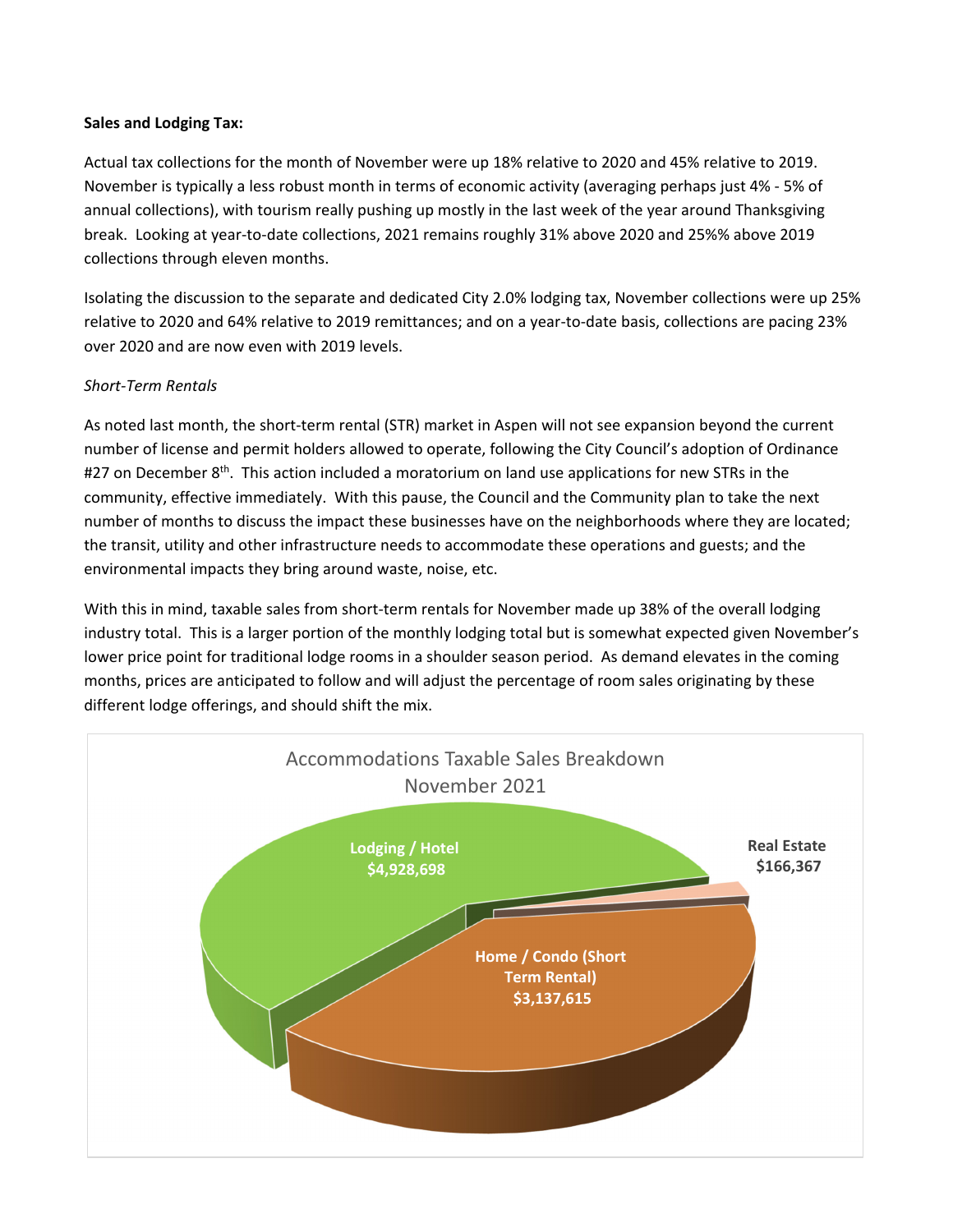**Sales and Lodging Tax:**

Actual tax collections for the month of November were up 18% relative to 2020 and 45% relative to 2019. November is typically a less robust month in terms of economic activity (averaging perhaps just 4% - 5% of annual collections), with tourism really pushing up mostly in the last week of the year around Thanksgiving break. Looking at year-to-date collections, 2021 remains roughly 31% above 2020 and 25%% above 2019 collections through eleven months.

Isolating the discussion to the separate and dedicated City 2.0% lodging tax, November collections were up 25% relative to 2020 and 64% relative to 2019 remittances; and on a year-to-date basis, collections are pacing 23% over 2020 and are now even with 2019 levels.

*Short-Term Rentals*

As noted last month, the short-term rental (STR) market in Aspen will not see expansion beyond the current number of license and permit holders allowed to operate, following the City Council's adoption of Ordinance #27 on December 8th. This action included a moratorium on land use applications for new STRs in the community, effective immediately. With this pause, the Council and the Community plan to take the next number of months to discuss the impact these businesses have on the neighborhoods where they are located; the transit, utility and other infrastructure needs to accommodate these operations and guests; and the environmental impacts they bring around waste, noise, etc.

With this in mind, taxable sales from short-term rentals for November made up 38% of the overall lodging industry total. This is a larger portion of the monthly lodging total but is somewhat expected given November's lower price point for traditional lodge rooms in a shoulder season period. As demand elevates in the coming months, prices are anticipated to follow and will adjust the percentage of room sales originating by these different lodge offerings, and should shift the mix.

Accommodations Taxable Sales Breakdown
November 2021

| Category | Taxable Sales |
|---|---|
| Lodging / Hotel | $4,928,698 |
| Home / Condo (Short Term Rental) | $3,137,615 |
| Real Estate | $166,367 |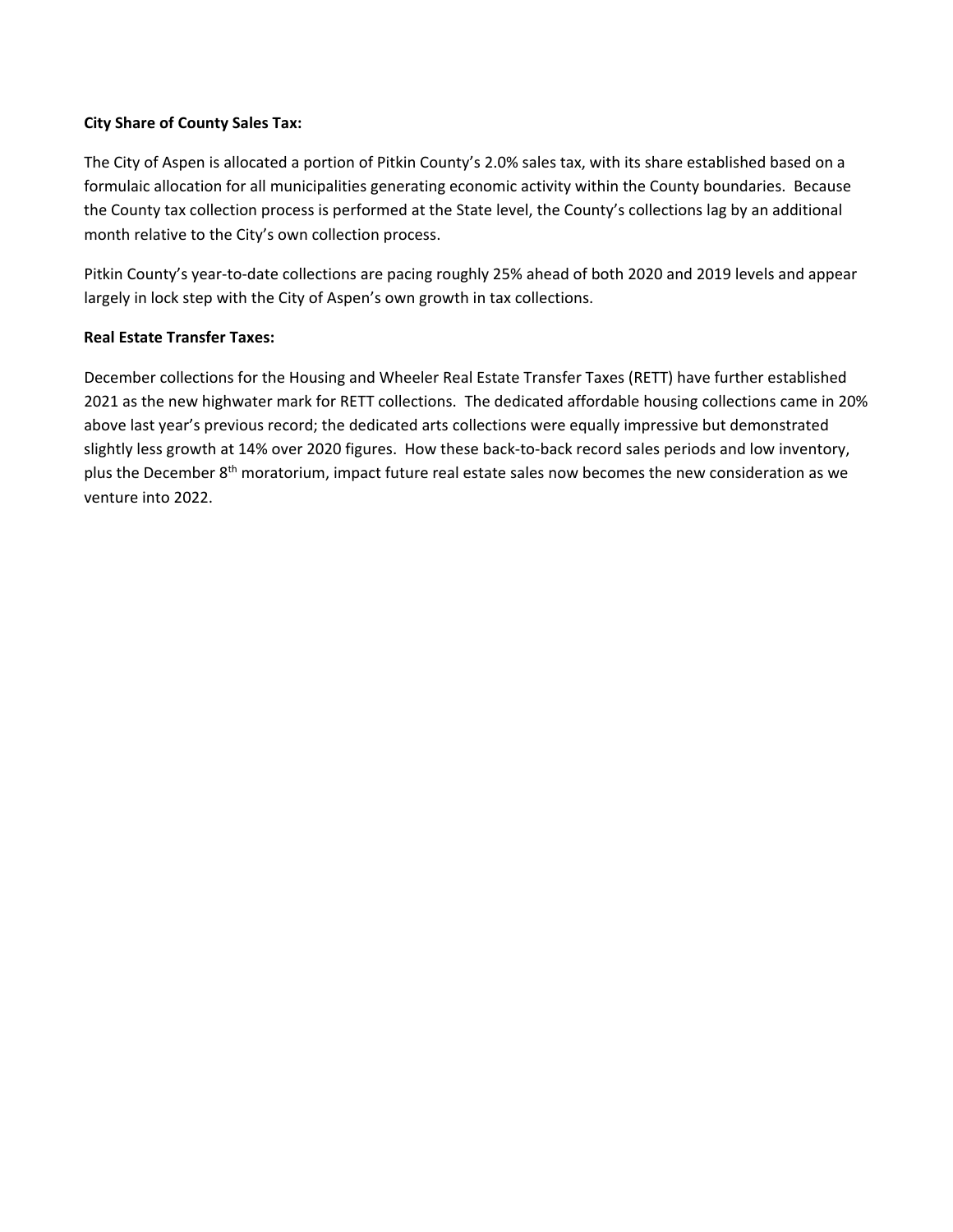**City Share of County Sales Tax:**

The City of Aspen is allocated a portion of Pitkin County's 2.0% sales tax, with its share established based on a formulaic allocation for all municipalities generating economic activity within the County boundaries. Because the County tax collection process is performed at the State level, the County's collections lag by an additional month relative to the City's own collection process.

Pitkin County's year-to-date collections are pacing roughly 25% ahead of both 2020 and 2019 levels and appear largely in lock step with the City of Aspen's own growth in tax collections.

**Real Estate Transfer Taxes:**

December collections for the Housing and Wheeler Real Estate Transfer Taxes (RETT) have further established 2021 as the new highwater mark for RETT collections. The dedicated affordable housing collections came in 20% above last year's previous record; the dedicated arts collections were equally impressive but demonstrated slightly less growth at 14% over 2020 figures. How these back-to-back record sales periods and low inventory, plus the December 8th moratorium, impact future real estate sales now becomes the new consideration as we venture into 2022.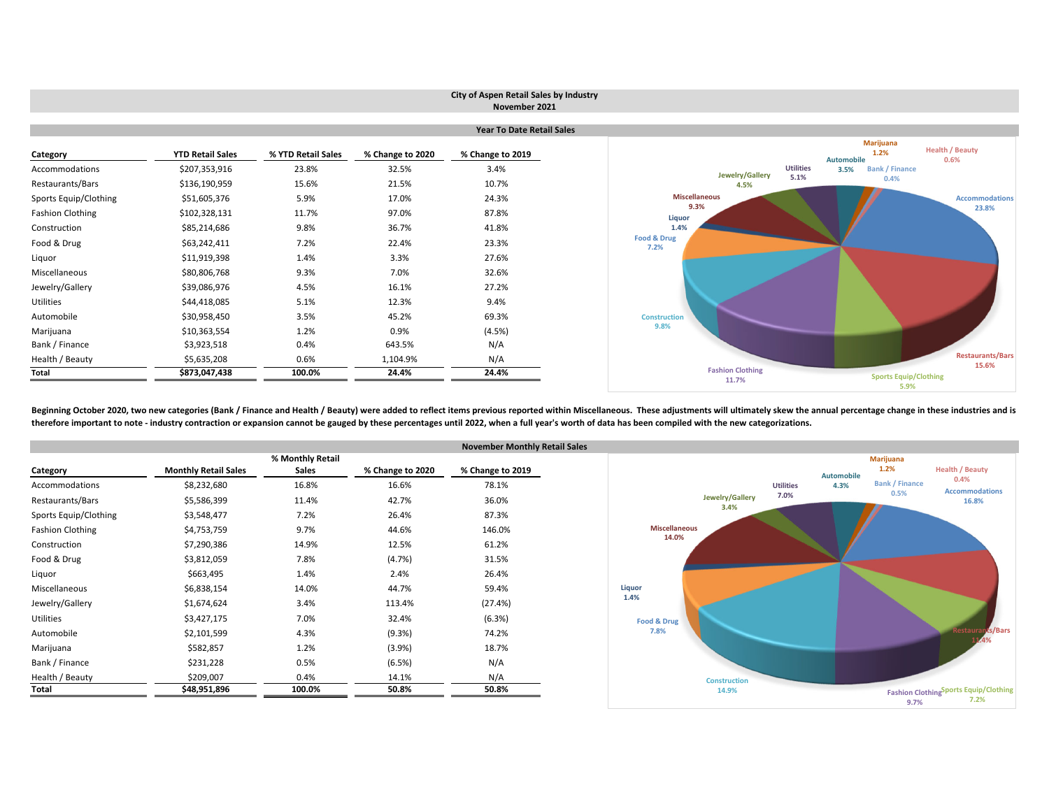# City of Aspen Retail Sales by Industry
## November 2021

### Year To Date Retail Sales

| Category | YTD Retail Sales | % YTD Retail Sales | % Change to 2020 | % Change to 2019 |
|---|---|---|---|---|
| Accommodations | $207,353,916 | 23.8% | 32.5% | 3.4% |
| Restaurants/Bars | $136,190,959 | 15.6% | 21.5% | 10.7% |
| Sports Equip/Clothing | $51,605,376 | 5.9% | 17.0% | 24.3% |
| Fashion Clothing | $102,328,131 | 11.7% | 97.0% | 87.8% |
| Construction | $85,214,686 | 9.8% | 36.7% | 41.8% |
| Food & Drug | $63,242,411 | 7.2% | 22.4% | 23.3% |
| Liquor | $11,919,398 | 1.4% | 3.3% | 27.6% |
| Miscellaneous | $80,806,768 | 9.3% | 7.0% | 32.6% |
| Jewelry/Gallery | $39,086,976 | 4.5% | 16.1% | 27.2% |
| Utilities | $44,418,085 | 5.1% | 12.3% | 9.4% |
| Automobile | $30,958,450 | 3.5% | 45.2% | 69.3% |
| Marijuana | $10,363,554 | 1.2% | 0.9% | (4.5%) |
| Bank / Finance | $3,923,518 | 0.4% | 643.5% | N/A |
| Health / Beauty | $5,635,208 | 0.6% | 1,104.9% | N/A |
| **Total** | **$873,047,438** | **100.0%** | **24.4%** | **24.4%** |

**Beginning October 2020, two new categories (Bank / Finance and Health / Beauty) were added to reflect items previous reported within Miscellaneous. These adjustments will ultimately skew the annual percentage change in these industries and is therefore important to note - industry contraction or expansion cannot be gauged by these percentages until 2022, when a full year's worth of data has been compiled with the new categorizations.**

### November Monthly Retail Sales

| Category | Monthly Retail Sales | % Monthly Retail Sales | % Change to 2020 | % Change to 2019 |
|---|---|---|---|---|
| Accommodations | $8,232,680 | 16.8% | 16.6% | 78.1% |
| Restaurants/Bars | $5,586,399 | 11.4% | 42.7% | 36.0% |
| Sports Equip/Clothing | $3,548,477 | 7.2% | 26.4% | 87.3% |
| Fashion Clothing | $4,753,759 | 9.7% | 44.6% | 146.0% |
| Construction | $7,290,386 | 14.9% | 12.5% | 61.2% |
| Food & Drug | $3,812,059 | 7.8% | (4.7%) | 31.5% |
| Liquor | $663,495 | 1.4% | 2.4% | 26.4% |
| Miscellaneous | $6,838,154 | 14.0% | 44.7% | 59.4% |
| Jewelry/Gallery | $1,674,624 | 3.4% | 113.4% | (27.4%) |
| Utilities | $3,427,175 | 7.0% | 32.4% | (6.3%) |
| Automobile | $2,101,599 | 4.3% | (9.3%) | 74.2% |
| Marijuana | $582,857 | 1.2% | (3.9%) | 18.7% |
| Bank / Finance | $231,228 | 0.5% | (6.5%) | N/A |
| Health / Beauty | $209,007 | 0.4% | 14.1% | N/A |
| **Total** | **$48,951,896** | **100.0%** | **50.8%** | **50.8%** |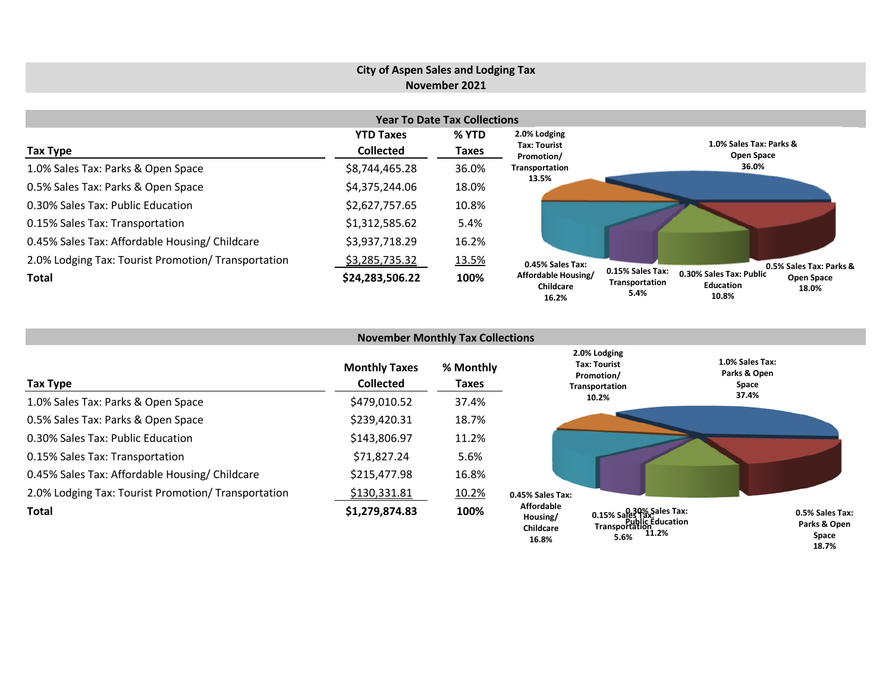# City of Aspen Sales and Lodging Tax
## November 2021

### Year To Date Tax Collections

| Tax Type | YTD Taxes Collected | % YTD Taxes |
|---|---|---|
| 1.0% Sales Tax: Parks & Open Space | $8,744,465.28 | 36.0% |
| 0.5% Sales Tax: Parks & Open Space | $4,375,244.06 | 18.0% |
| 0.30% Sales Tax: Public Education | $2,627,757.65 | 10.8% |
| 0.15% Sales Tax: Transportation | $1,312,585.62 | 5.4% |
| 0.45% Sales Tax: Affordable Housing/ Childcare | $3,937,718.29 | 16.2% |
| 2.0% Lodging Tax: Tourist Promotion/ Transportation | $3,285,735.32 | 13.5% |
| **Total** | **$24,283,506.22** | **100%** |

1.0% Sales Tax: Parks & Open Space 36.0%
0.5% Sales Tax: Parks & Open Space 18.0%
0.30% Sales Tax: Public Education 10.8%
0.15% Sales Tax: Transportation 5.4%
0.45% Sales Tax: Affordable Housing/ Childcare 16.2%
2.0% Lodging Tax: Tourist Promotion/ Transportation 13.5%

### November Monthly Tax Collections

| Tax Type | Monthly Taxes Collected | % Monthly Taxes |
|---|---|---|
| 1.0% Sales Tax: Parks & Open Space | $479,010.52 | 37.4% |
| 0.5% Sales Tax: Parks & Open Space | $239,420.31 | 18.7% |
| 0.30% Sales Tax: Public Education | $143,806.97 | 11.2% |
| 0.15% Sales Tax: Transportation | $71,827.24 | 5.6% |
| 0.45% Sales Tax: Affordable Housing/ Childcare | $215,477.98 | 16.8% |
| 2.0% Lodging Tax: Tourist Promotion/ Transportation | $130,331.81 | 10.2% |
| **Total** | **$1,279,874.83** | **100%** |

1.0% Sales Tax: Parks & Open Space 37.4%
0.5% Sales Tax: Parks & Open Space 18.7%
0.30% Sales Tax: Public Education 11.2%
0.15% Sales Tax: Transportation 5.6%
0.45% Sales Tax: Affordable Housing/ Childcare 16.8%
2.0% Lodging Tax: Tourist Promotion/ Transportation 10.2%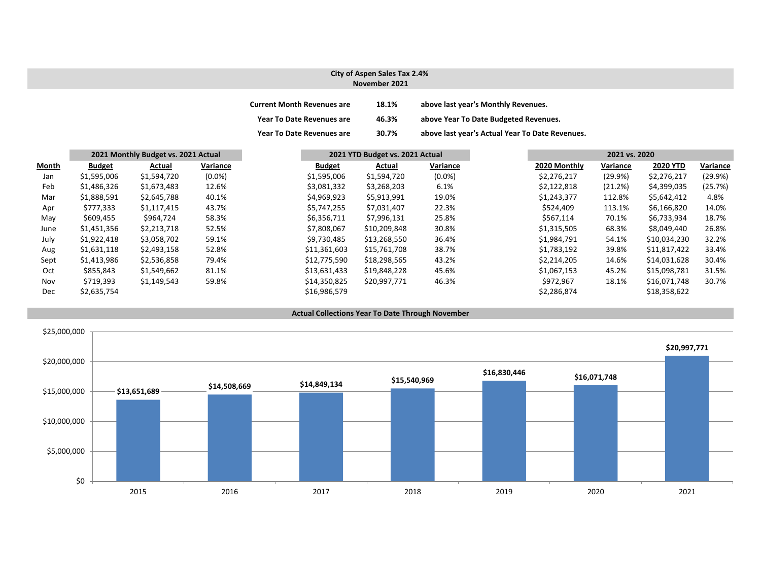**City of Aspen Sales Tax 2.4%**
**November 2021**

| | | |
|---|---|---|
| **Current Month Revenues are** | **18.1%** | **above last year's Monthly Revenues.** |
| **Year To Date Revenues are** | **46.3%** | **above Year To Date Budgeted Revenues.** |
| **Year To Date Revenues are** | **30.7%** | **above last year's Actual Year To Date Revenues.** |

| | 2021 Monthly Budget vs. 2021 Actual | | | 2021 YTD Budget vs. 2021 Actual | | | 2021 vs. 2020 | | | |
|---|---|---|---|---|---|---|---|---|---|---|
| **Month** | **Budget** | **Actual** | **Variance** | **Budget** | **Actual** | **Variance** | **2020 Monthly** | **Variance** | **2020 YTD** | **Variance** |
| Jan | $1,595,006 | $1,594,720 | (0.0%) | $1,595,006 | $1,594,720 | (0.0%) | $2,276,217 | (29.9%) | $2,276,217 | (29.9%) |
| Feb | $1,486,326 | $1,673,483 | 12.6% | $3,081,332 | $3,268,203 | 6.1% | $2,122,818 | (21.2%) | $4,399,035 | (25.7%) |
| Mar | $1,888,591 | $2,645,788 | 40.1% | $4,969,923 | $5,913,991 | 19.0% | $1,243,377 | 112.8% | $5,642,412 | 4.8% |
| Apr | $777,333 | $1,117,415 | 43.7% | $5,747,255 | $7,031,407 | 22.3% | $524,409 | 113.1% | $6,166,820 | 14.0% |
| May | $609,455 | $964,724 | 58.3% | $6,356,711 | $7,996,131 | 25.8% | $567,114 | 70.1% | $6,733,934 | 18.7% |
| June | $1,451,356 | $2,213,718 | 52.5% | $7,808,067 | $10,209,848 | 30.8% | $1,315,505 | 68.3% | $8,049,440 | 26.8% |
| July | $1,922,418 | $3,058,702 | 59.1% | $9,730,485 | $13,268,550 | 36.4% | $1,984,791 | 54.1% | $10,034,230 | 32.2% |
| Aug | $1,631,118 | $2,493,158 | 52.8% | $11,361,603 | $15,761,708 | 38.7% | $1,783,192 | 39.8% | $11,817,422 | 33.4% |
| Sept | $1,413,986 | $2,536,858 | 79.4% | $12,775,590 | $18,298,565 | 43.2% | $2,214,205 | 14.6% | $14,031,628 | 30.4% |
| Oct | $855,843 | $1,549,662 | 81.1% | $13,631,433 | $19,848,228 | 45.6% | $1,067,153 | 45.2% | $15,098,781 | 31.5% |
| Nov | $719,393 | $1,149,543 | 59.8% | $14,350,825 | $20,997,771 | 46.3% | $972,967 | 18.1% | $16,071,748 | 30.7% |
| Dec | $2,635,754 | | | $16,986,579 | | | $2,286,874 | | $18,358,622 | |

**Actual Collections Year To Date Through November**

| Year | Amount |
|---|---|
| 2015 | $13,651,689 |
| 2016 | $14,508,669 |
| 2017 | $14,849,134 |
| 2018 | $15,540,969 |
| 2019 | $16,830,446 |
| 2020 | $16,071,748 |
| 2021 | $20,997,771 |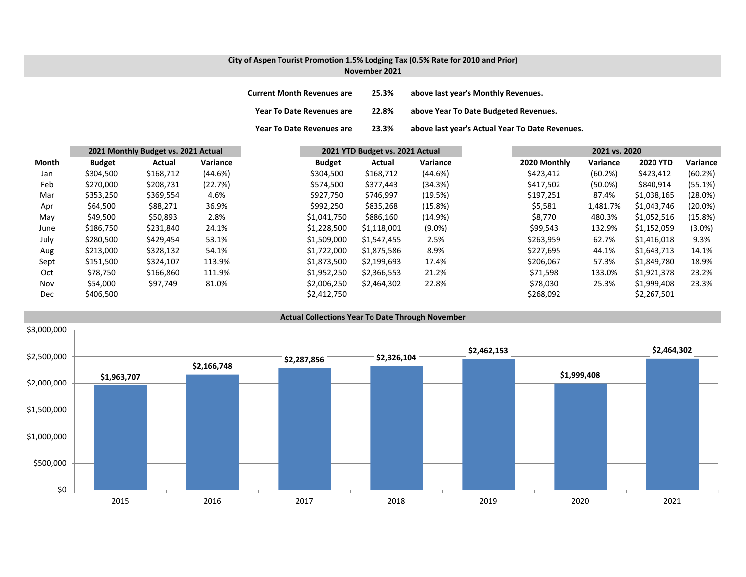## City of Aspen Tourist Promotion 1.5% Lodging Tax (0.5% Rate for 2010 and Prior)
### November 2021

**Current Month Revenues are** **25.3%** **above last year's Monthly Revenues.**

**Year To Date Revenues are** **22.8%** **above Year To Date Budgeted Revenues.**

**Year To Date Revenues are** **23.3%** **above last year's Actual Year To Date Revenues.**

| | 2021 Monthly Budget vs. 2021 Actual | | | 2021 YTD Budget vs. 2021 Actual | | | 2021 vs. 2020 | | | |
|---|---|---|---|---|---|---|---|---|---|---|
| **Month** | **Budget** | **Actual** | **Variance** | **Budget** | **Actual** | **Variance** | **2020 Monthly** | **Variance** | **2020 YTD** | **Variance** |
| Jan | $304,500 | $168,712 | (44.6%) | $304,500 | $168,712 | (44.6%) | $423,412 | (60.2%) | $423,412 | (60.2%) |
| Feb | $270,000 | $208,731 | (22.7%) | $574,500 | $377,443 | (34.3%) | $417,502 | (50.0%) | $840,914 | (55.1%) |
| Mar | $353,250 | $369,554 | 4.6% | $927,750 | $746,997 | (19.5%) | $197,251 | 87.4% | $1,038,165 | (28.0%) |
| Apr | $64,500 | $88,271 | 36.9% | $992,250 | $835,268 | (15.8%) | $5,581 | 1,481.7% | $1,043,746 | (20.0%) |
| May | $49,500 | $50,893 | 2.8% | $1,041,750 | $886,160 | (14.9%) | $8,770 | 480.3% | $1,052,516 | (15.8%) |
| June | $186,750 | $231,840 | 24.1% | $1,228,500 | $1,118,001 | (9.0%) | $99,543 | 132.9% | $1,152,059 | (3.0%) |
| July | $280,500 | $429,454 | 53.1% | $1,509,000 | $1,547,455 | 2.5% | $263,959 | 62.7% | $1,416,018 | 9.3% |
| Aug | $213,000 | $328,132 | 54.1% | $1,722,000 | $1,875,586 | 8.9% | $227,695 | 44.1% | $1,643,713 | 14.1% |
| Sept | $151,500 | $324,107 | 113.9% | $1,873,500 | $2,199,693 | 17.4% | $206,067 | 57.3% | $1,849,780 | 18.9% |
| Oct | $78,750 | $166,860 | 111.9% | $1,952,250 | $2,366,553 | 21.2% | $71,598 | 133.0% | $1,921,378 | 23.2% |
| Nov | $54,000 | $97,749 | 81.0% | $2,006,250 | $2,464,302 | 22.8% | $78,030 | 25.3% | $1,999,408 | 23.3% |
| Dec | $406,500 | | | $2,412,750 | | | $268,092 | | $2,267,501 | |

### Actual Collections Year To Date Through November

| Year | Collections |
|---|---|
| 2015 | $1,963,707 |
| 2016 | $2,166,748 |
| 2017 | $2,287,856 |
| 2018 | $2,326,104 |
| 2019 | $2,462,153 |
| 2020 | $1,999,408 |
| 2021 | $2,464,302 |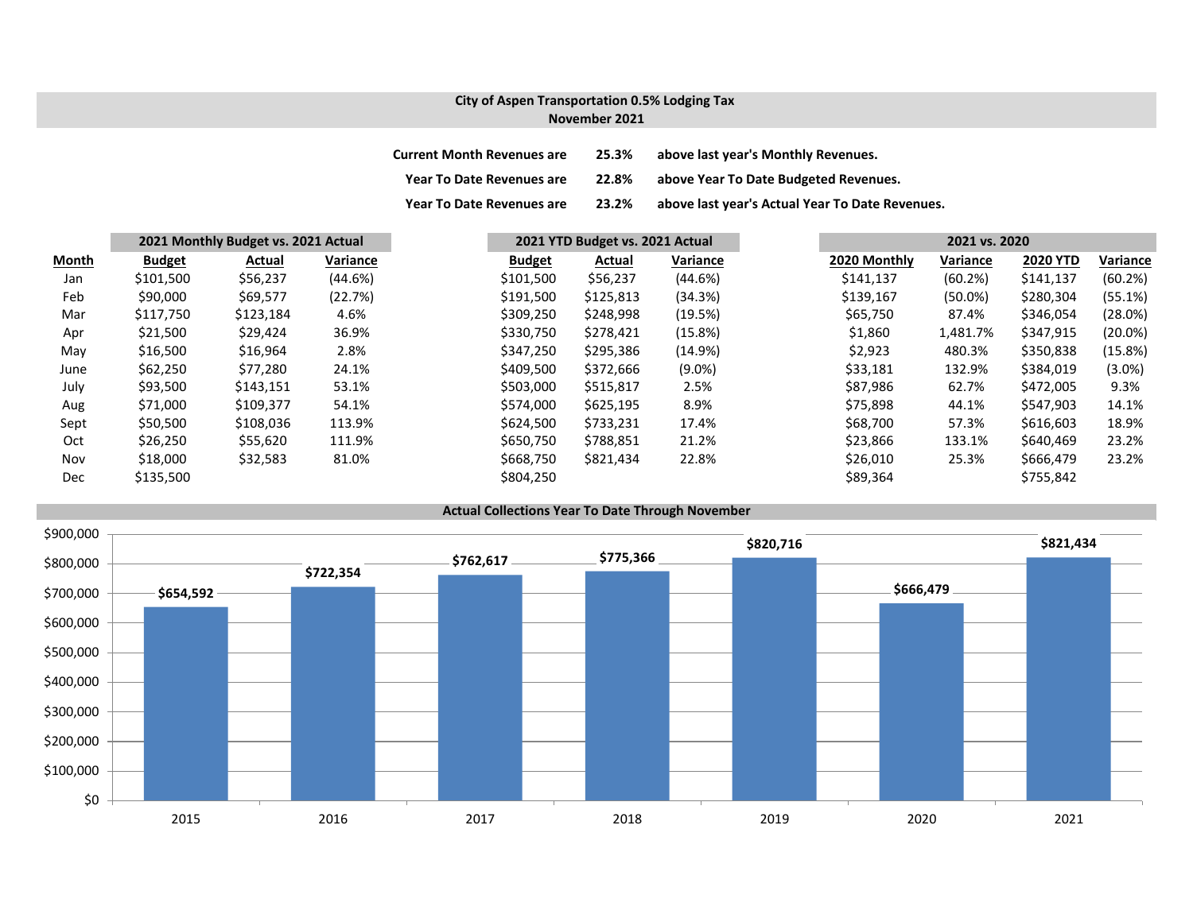## City of Aspen Transportation 0.5% Lodging Tax
## November 2021

**Current Month Revenues are** **25.3%** **above last year's Monthly Revenues.**

**Year To Date Revenues are** **22.8%** **above Year To Date Budgeted Revenues.**

**Year To Date Revenues are** **23.2%** **above last year's Actual Year To Date Revenues.**

| | 2021 Monthly Budget vs. 2021 Actual | | | 2021 YTD Budget vs. 2021 Actual | | | 2021 vs. 2020 | | | |
|---|---|---|---|---|---|---|---|---|---|---|
| **Month** | **Budget** | **Actual** | **Variance** | **Budget** | **Actual** | **Variance** | **2020 Monthly** | **Variance** | **2020 YTD** | **Variance** |
| Jan | $101,500 | $56,237 | (44.6%) | $101,500 | $56,237 | (44.6%) | $141,137 | (60.2%) | $141,137 | (60.2%) |
| Feb | $90,000 | $69,577 | (22.7%) | $191,500 | $125,813 | (34.3%) | $139,167 | (50.0%) | $280,304 | (55.1%) |
| Mar | $117,750 | $123,184 | 4.6% | $309,250 | $248,998 | (19.5%) | $65,750 | 87.4% | $346,054 | (28.0%) |
| Apr | $21,500 | $29,424 | 36.9% | $330,750 | $278,421 | (15.8%) | $1,860 | 1,481.7% | $347,915 | (20.0%) |
| May | $16,500 | $16,964 | 2.8% | $347,250 | $295,386 | (14.9%) | $2,923 | 480.3% | $350,838 | (15.8%) |
| June | $62,250 | $77,280 | 24.1% | $409,500 | $372,666 | (9.0%) | $33,181 | 132.9% | $384,019 | (3.0%) |
| July | $93,500 | $143,151 | 53.1% | $503,000 | $515,817 | 2.5% | $87,986 | 62.7% | $472,005 | 9.3% |
| Aug | $71,000 | $109,377 | 54.1% | $574,000 | $625,195 | 8.9% | $75,898 | 44.1% | $547,903 | 14.1% |
| Sept | $50,500 | $108,036 | 113.9% | $624,500 | $733,231 | 17.4% | $68,700 | 57.3% | $616,603 | 18.9% |
| Oct | $26,250 | $55,620 | 111.9% | $650,750 | $788,851 | 21.2% | $23,866 | 133.1% | $640,469 | 23.2% |
| Nov | $18,000 | $32,583 | 81.0% | $668,750 | $821,434 | 22.8% | $26,010 | 25.3% | $666,479 | 23.2% |
| Dec | $135,500 | | | $804,250 | | | $89,364 | | $755,842 | |

### Actual Collections Year To Date Through November

| Year | Collections |
|---|---|
| 2015 | $654,592 |
| 2016 | $722,354 |
| 2017 | $762,617 |
| 2018 | $775,366 |
| 2019 | $820,716 |
| 2020 | $666,479 |
| 2021 | $821,434 |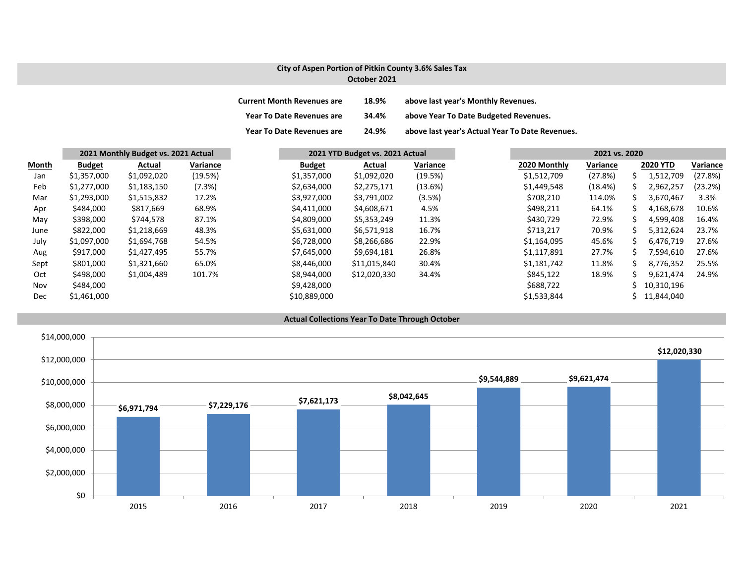## City of Aspen Portion of Pitkin County 3.6% Sales Tax
### October 2021

| | | |
|---|---|---|
| **Current Month Revenues are** | **18.9%** | **above last year's Monthly Revenues.** |
| **Year To Date Revenues are** | **34.4%** | **above Year To Date Budgeted Revenues.** |
| **Year To Date Revenues are** | **24.9%** | **above last year's Actual Year To Date Revenues.** |

| | **2021 Monthly Budget vs. 2021 Actual** | | | **2021 YTD Budget vs. 2021 Actual** | | | **2021 vs. 2020** | | | |
|---|---|---|---|---|---|---|---|---|---|---|
| **Month** | **Budget** | **Actual** | **Variance** | **Budget** | **Actual** | **Variance** | **2020 Monthly** | **Variance** | **2020 YTD** | **Variance** |
| Jan | $1,357,000 | $1,092,020 | (19.5%) | $1,357,000 | $1,092,020 | (19.5%) | $1,512,709 | (27.8%) | $ 1,512,709 | (27.8%) |
| Feb | $1,277,000 | $1,183,150 | (7.3%) | $2,634,000 | $2,275,171 | (13.6%) | $1,449,548 | (18.4%) | $ 2,962,257 | (23.2%) |
| Mar | $1,293,000 | $1,515,832 | 17.2% | $3,927,000 | $3,791,002 | (3.5%) | $708,210 | 114.0% | $ 3,670,467 | 3.3% |
| Apr | $484,000 | $817,669 | 68.9% | $4,411,000 | $4,608,671 | 4.5% | $498,211 | 64.1% | $ 4,168,678 | 10.6% |
| May | $398,000 | $744,578 | 87.1% | $4,809,000 | $5,353,249 | 11.3% | $430,729 | 72.9% | $ 4,599,408 | 16.4% |
| June | $822,000 | $1,218,669 | 48.3% | $5,631,000 | $6,571,918 | 16.7% | $713,217 | 70.9% | $ 5,312,624 | 23.7% |
| July | $1,097,000 | $1,694,768 | 54.5% | $6,728,000 | $8,266,686 | 22.9% | $1,164,095 | 45.6% | $ 6,476,719 | 27.6% |
| Aug | $917,000 | $1,427,495 | 55.7% | $7,645,000 | $9,694,181 | 26.8% | $1,117,891 | 27.7% | $ 7,594,610 | 27.6% |
| Sept | $801,000 | $1,321,660 | 65.0% | $8,446,000 | $11,015,840 | 30.4% | $1,181,742 | 11.8% | $ 8,776,352 | 25.5% |
| Oct | $498,000 | $1,004,489 | 101.7% | $8,944,000 | $12,020,330 | 34.4% | $845,122 | 18.9% | $ 9,621,474 | 24.9% |
| Nov | $484,000 | | | $9,428,000 | | | $688,722 | | $ 10,310,196 | |
| Dec | $1,461,000 | | | $10,889,000 | | | $1,533,844 | | $ 11,844,040 | |

### Actual Collections Year To Date Through October

| Year | Collections |
|---|---|
| 2015 | $6,971,794 |
| 2016 | $7,229,176 |
| 2017 | $7,621,173 |
| 2018 | $8,042,645 |
| 2019 | $9,544,889 |
| 2020 | $9,621,474 |
| 2021 | $12,020,330 |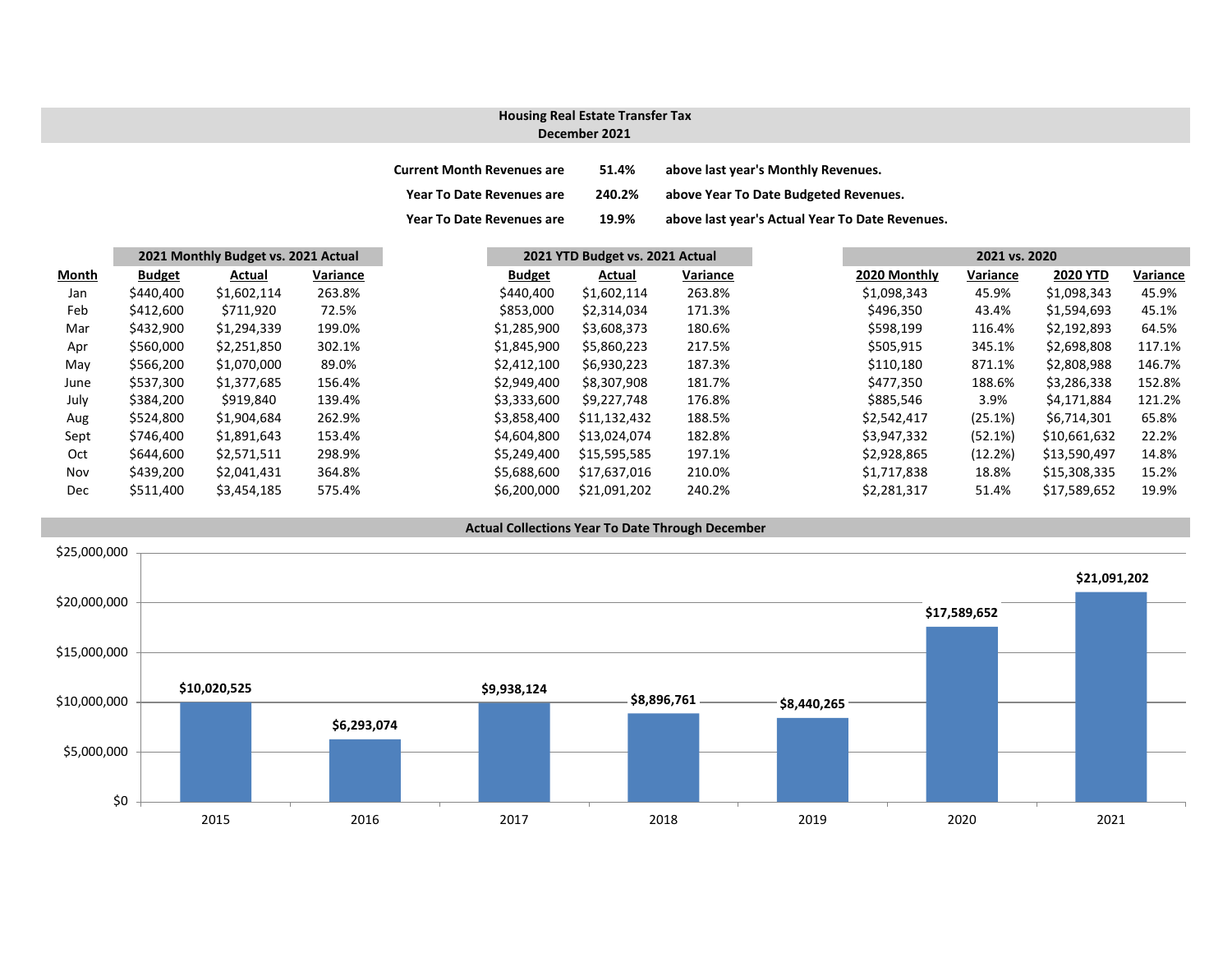## Housing Real Estate Transfer Tax
## December 2021

| | | |
|---|---|---|
| **Current Month Revenues are** | **51.4%** | **above last year's Monthly Revenues.** |
| **Year To Date Revenues are** | **240.2%** | **above Year To Date Budgeted Revenues.** |
| **Year To Date Revenues are** | **19.9%** | **above last year's Actual Year To Date Revenues.** |

| | **2021 Monthly Budget vs. 2021 Actual** | | | **2021 YTD Budget vs. 2021 Actual** | | | **2021 vs. 2020** | | | |
|---|---|---|---|---|---|---|---|---|---|---|
| **Month** | **Budget** | **Actual** | **Variance** | **Budget** | **Actual** | **Variance** | **2020 Monthly** | **Variance** | **2020 YTD** | **Variance** |
| Jan | $440,400 | $1,602,114 | 263.8% | $440,400 | $1,602,114 | 263.8% | $1,098,343 | 45.9% | $1,098,343 | 45.9% |
| Feb | $412,600 | $711,920 | 72.5% | $853,000 | $2,314,034 | 171.3% | $496,350 | 43.4% | $1,594,693 | 45.1% |
| Mar | $432,900 | $1,294,339 | 199.0% | $1,285,900 | $3,608,373 | 180.6% | $598,199 | 116.4% | $2,192,893 | 64.5% |
| Apr | $560,000 | $2,251,850 | 302.1% | $1,845,900 | $5,860,223 | 217.5% | $505,915 | 345.1% | $2,698,808 | 117.1% |
| May | $566,200 | $1,070,000 | 89.0% | $2,412,100 | $6,930,223 | 187.3% | $110,180 | 871.1% | $2,808,988 | 146.7% |
| June | $537,300 | $1,377,685 | 156.4% | $2,949,400 | $8,307,908 | 181.7% | $477,350 | 188.6% | $3,286,338 | 152.8% |
| July | $384,200 | $919,840 | 139.4% | $3,333,600 | $9,227,748 | 176.8% | $885,546 | 3.9% | $4,171,884 | 121.2% |
| Aug | $524,800 | $1,904,684 | 262.9% | $3,858,400 | $11,132,432 | 188.5% | $2,542,417 | (25.1%) | $6,714,301 | 65.8% |
| Sept | $746,400 | $1,891,643 | 153.4% | $4,604,800 | $13,024,074 | 182.8% | $3,947,332 | (52.1%) | $10,661,632 | 22.2% |
| Oct | $644,600 | $2,571,511 | 298.9% | $5,249,400 | $15,595,585 | 197.1% | $2,928,865 | (12.2%) | $13,590,497 | 14.8% |
| Nov | $439,200 | $2,041,431 | 364.8% | $5,688,600 | $17,637,016 | 210.0% | $1,717,838 | 18.8% | $15,308,335 | 15.2% |
| Dec | $511,400 | $3,454,185 | 575.4% | $6,200,000 | $21,091,202 | 240.2% | $2,281,317 | 51.4% | $17,589,652 | 19.9% |

### Actual Collections Year To Date Through December

| Year | Collections |
|---|---|
| 2015 | $10,020,525 |
| 2016 | $6,293,074 |
| 2017 | $9,938,124 |
| 2018 | $8,896,761 |
| 2019 | $8,440,265 |
| 2020 | $17,589,652 |
| 2021 | $21,091,202 |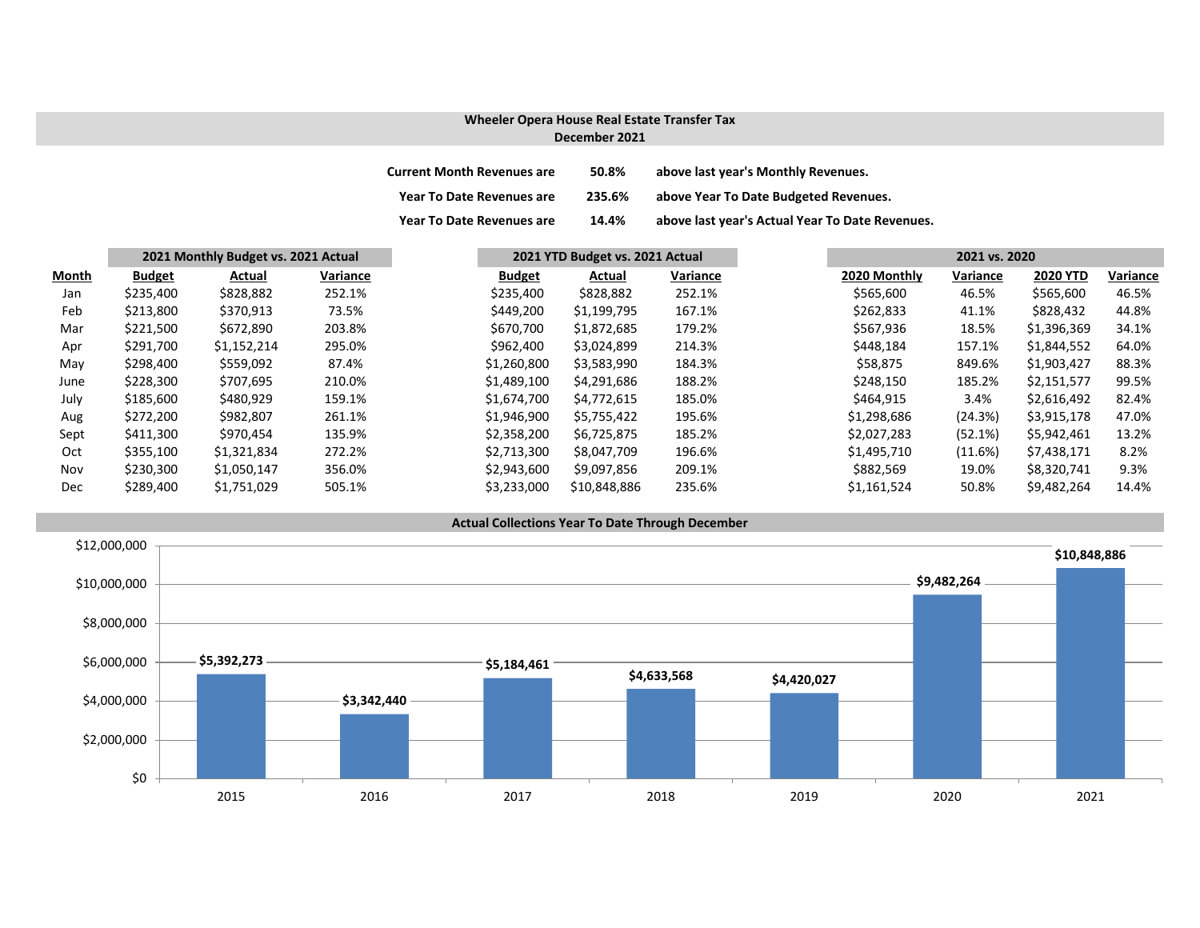**Wheeler Opera House Real Estate Transfer Tax**
**December 2021**

**Current Month Revenues are 50.8% above last year's Monthly Revenues.**

**Year To Date Revenues are 235.6% above Year To Date Budgeted Revenues.**

**Year To Date Revenues are 14.4% above last year's Actual Year To Date Revenues.**

| | 2021 Monthly Budget vs. 2021 Actual | | | 2021 YTD Budget vs. 2021 Actual | | | 2021 vs. 2020 | | | |
|---|---|---|---|---|---|---|---|---|---|---|
| **Month** | **Budget** | **Actual** | **Variance** | **Budget** | **Actual** | **Variance** | **2020 Monthly** | **Variance** | **2020 YTD** | **Variance** |
| Jan | $235,400 | $828,882 | 252.1% | $235,400 | $828,882 | 252.1% | $565,600 | 46.5% | $565,600 | 46.5% |
| Feb | $213,800 | $370,913 | 73.5% | $449,200 | $1,199,795 | 167.1% | $262,833 | 41.1% | $828,432 | 44.8% |
| Mar | $221,500 | $672,890 | 203.8% | $670,700 | $1,872,685 | 179.2% | $567,936 | 18.5% | $1,396,369 | 34.1% |
| Apr | $291,700 | $1,152,214 | 295.0% | $962,400 | $3,024,899 | 214.3% | $448,184 | 157.1% | $1,844,552 | 64.0% |
| May | $298,400 | $559,092 | 87.4% | $1,260,800 | $3,583,990 | 184.3% | $58,875 | 849.6% | $1,903,427 | 88.3% |
| June | $228,300 | $707,695 | 210.0% | $1,489,100 | $4,291,686 | 188.2% | $248,150 | 185.2% | $2,151,577 | 99.5% |
| July | $185,600 | $480,929 | 159.1% | $1,674,700 | $4,772,615 | 185.0% | $464,915 | 3.4% | $2,616,492 | 82.4% |
| Aug | $272,200 | $982,807 | 261.1% | $1,946,900 | $5,755,422 | 195.6% | $1,298,686 | (24.3%) | $3,915,178 | 47.0% |
| Sept | $411,300 | $970,454 | 135.9% | $2,358,200 | $6,725,875 | 185.2% | $2,027,283 | (52.1%) | $5,942,461 | 13.2% |
| Oct | $355,100 | $1,321,834 | 272.2% | $2,713,300 | $8,047,709 | 196.6% | $1,495,710 | (11.6%) | $7,438,171 | 8.2% |
| Nov | $230,300 | $1,050,147 | 356.0% | $2,943,600 | $9,097,856 | 209.1% | $882,569 | 19.0% | $8,320,741 | 9.3% |
| Dec | $289,400 | $1,751,029 | 505.1% | $3,233,000 | $10,848,886 | 235.6% | $1,161,524 | 50.8% | $9,482,264 | 14.4% |

**Actual Collections Year To Date Through December**

$12,000,000
$10,000,000
$8,000,000
$6,000,000
$4,000,000
$2,000,000
$0

2015: $5,392,273
2016: $3,342,440
2017: $5,184,461
2018: $4,633,568
2019: $4,420,027
2020: $9,482,264
2021: $10,848,886